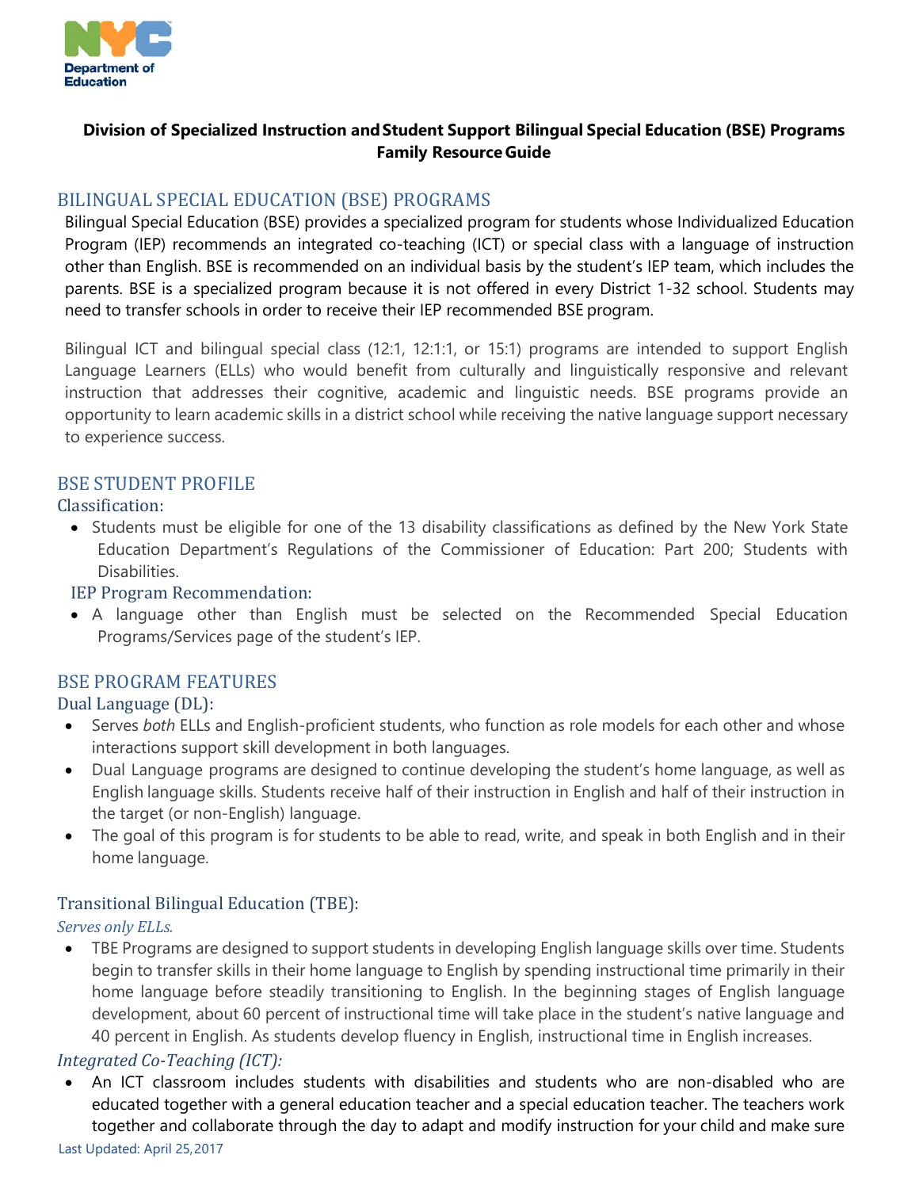NYC Department of Education

**Division of Specialized Instruction and Student Support Bilingual Special Education (BSE) Programs Family Resource Guide**

## BILINGUAL SPECIAL EDUCATION (BSE) PROGRAMS

Bilingual Special Education (BSE) provides a specialized program for students whose Individualized Education Program (IEP) recommends an integrated co-teaching (ICT) or special class with a language of instruction other than English. BSE is recommended on an individual basis by the student's IEP team, which includes the parents. BSE is a specialized program because it is not offered in every District 1-32 school. Students may need to transfer schools in order to receive their IEP recommended BSE program.

Bilingual ICT and bilingual special class (12:1, 12:1:1, or 15:1) programs are intended to support English Language Learners (ELLs) who would benefit from culturally and linguistically responsive and relevant instruction that addresses their cognitive, academic and linguistic needs. BSE programs provide an opportunity to learn academic skills in a district school while receiving the native language support necessary to experience success.

## BSE STUDENT PROFILE

### Classification:

- Students must be eligible for one of the 13 disability classifications as defined by the New York State Education Department's Regulations of the Commissioner of Education: Part 200; Students with Disabilities.

### IEP Program Recommendation:

- A language other than English must be selected on the Recommended Special Education Programs/Services page of the student's IEP.

## BSE PROGRAM FEATURES

### Dual Language (DL):

- Serves *both* ELLs and English-proficient students, who function as role models for each other and whose interactions support skill development in both languages.
- Dual Language programs are designed to continue developing the student's home language, as well as English language skills. Students receive half of their instruction in English and half of their instruction in the target (or non-English) language.
- The goal of this program is for students to be able to read, write, and speak in both English and in their home language.

### Transitional Bilingual Education (TBE):

*Serves only ELLs.*

- TBE Programs are designed to support students in developing English language skills over time. Students begin to transfer skills in their home language to English by spending instructional time primarily in their home language before steadily transitioning to English. In the beginning stages of English language development, about 60 percent of instructional time will take place in the student's native language and 40 percent in English. As students develop fluency in English, instructional time in English increases.

### *Integrated Co-Teaching (ICT):*

- An ICT classroom includes students with disabilities and students who are non-disabled who are educated together with a general education teacher and a special education teacher. The teachers work together and collaborate through the day to adapt and modify instruction for your child and make sure

Last Updated: April 25, 2017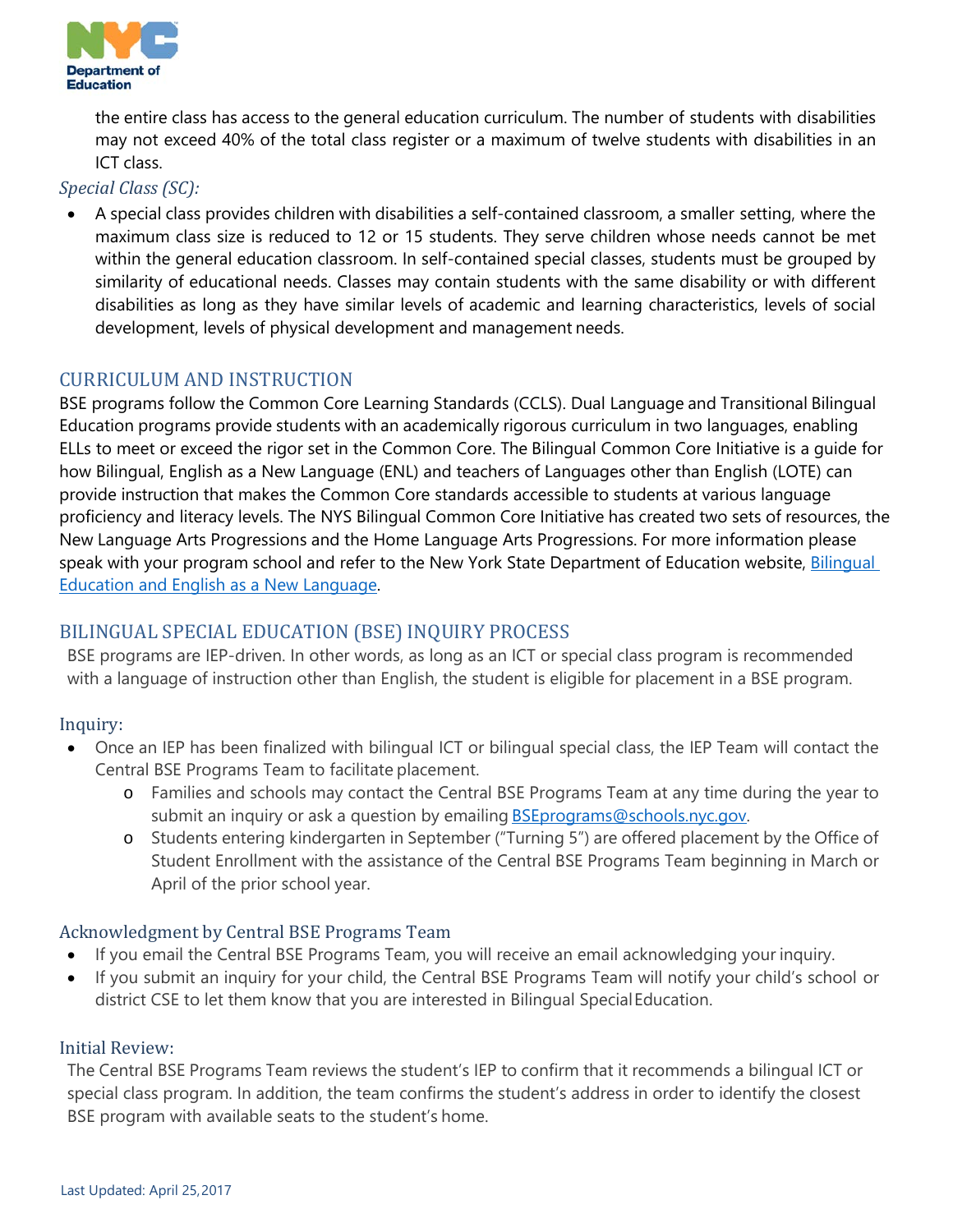the entire class has access to the general education curriculum. The number of students with disabilities may not exceed 40% of the total class register or a maximum of twelve students with disabilities in an ICT class.

*Special Class (SC):*

- A special class provides children with disabilities a self-contained classroom, a smaller setting, where the maximum class size is reduced to 12 or 15 students. They serve children whose needs cannot be met within the general education classroom. In self-contained special classes, students must be grouped by similarity of educational needs. Classes may contain students with the same disability or with different disabilities as long as they have similar levels of academic and learning characteristics, levels of social development, levels of physical development and management needs.

## CURRICULUM AND INSTRUCTION

BSE programs follow the Common Core Learning Standards (CCLS). Dual Language and Transitional Bilingual Education programs provide students with an academically rigorous curriculum in two languages, enabling ELLs to meet or exceed the rigor set in the Common Core. The Bilingual Common Core Initiative is a guide for how Bilingual, English as a New Language (ENL) and teachers of Languages other than English (LOTE) can provide instruction that makes the Common Core standards accessible to students at various language proficiency and literacy levels. The NYS Bilingual Common Core Initiative has created two sets of resources, the New Language Arts Progressions and the Home Language Arts Progressions. For more information please speak with your program school and refer to the New York State Department of Education website, Bilingual Education and English as a New Language.

## BILINGUAL SPECIAL EDUCATION (BSE) INQUIRY PROCESS

BSE programs are IEP-driven. In other words, as long as an ICT or special class program is recommended with a language of instruction other than English, the student is eligible for placement in a BSE program.

### Inquiry:

- Once an IEP has been finalized with bilingual ICT or bilingual special class, the IEP Team will contact the Central BSE Programs Team to facilitate placement.
  - Families and schools may contact the Central BSE Programs Team at any time during the year to submit an inquiry or ask a question by emailing BSEprograms@schools.nyc.gov.
  - Students entering kindergarten in September ("Turning 5") are offered placement by the Office of Student Enrollment with the assistance of the Central BSE Programs Team beginning in March or April of the prior school year.

### Acknowledgment by Central BSE Programs Team

- If you email the Central BSE Programs Team, you will receive an email acknowledging your inquiry.
- If you submit an inquiry for your child, the Central BSE Programs Team will notify your child's school or district CSE to let them know that you are interested in Bilingual Special Education.

### Initial Review:

The Central BSE Programs Team reviews the student's IEP to confirm that it recommends a bilingual ICT or special class program. In addition, the team confirms the student's address in order to identify the closest BSE program with available seats to the student's home.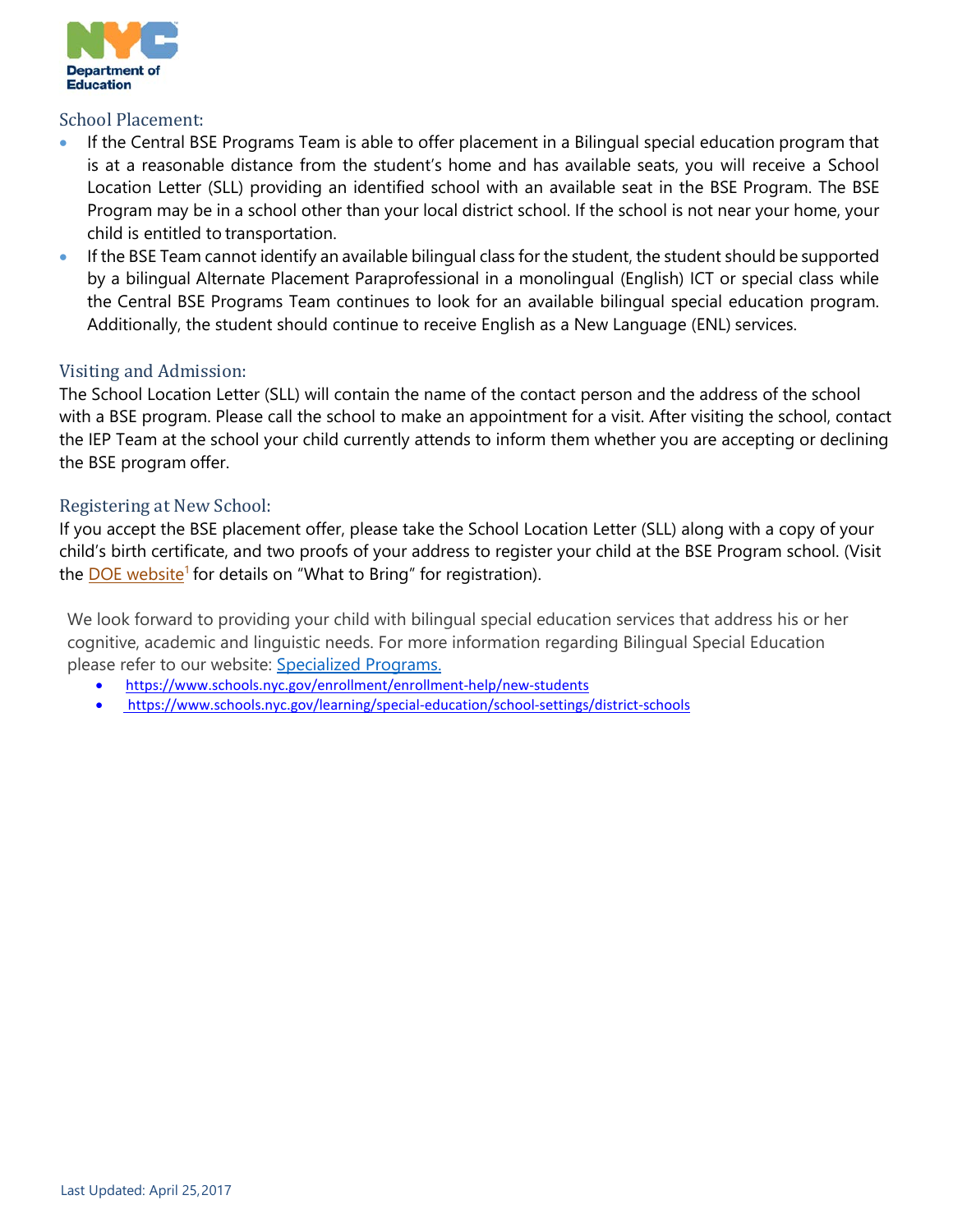## School Placement:

- If the Central BSE Programs Team is able to offer placement in a Bilingual special education program that is at a reasonable distance from the student's home and has available seats, you will receive a School Location Letter (SLL) providing an identified school with an available seat in the BSE Program. The BSE Program may be in a school other than your local district school. If the school is not near your home, your child is entitled to transportation.
- If the BSE Team cannot identify an available bilingual class for the student, the student should be supported by a bilingual Alternate Placement Paraprofessional in a monolingual (English) ICT or special class while the Central BSE Programs Team continues to look for an available bilingual special education program. Additionally, the student should continue to receive English as a New Language (ENL) services.

## Visiting and Admission:

The School Location Letter (SLL) will contain the name of the contact person and the address of the school with a BSE program. Please call the school to make an appointment for a visit. After visiting the school, contact the IEP Team at the school your child currently attends to inform them whether you are accepting or declining the BSE program offer.

## Registering at New School:

If you accept the BSE placement offer, please take the School Location Letter (SLL) along with a copy of your child's birth certificate, and two proofs of your address to register your child at the BSE Program school. (Visit the DOE website[1] for details on "What to Bring" for registration).

We look forward to providing your child with bilingual special education services that address his or her cognitive, academic and linguistic needs. For more information regarding Bilingual Special Education please refer to our website: Specialized Programs.

- https://www.schools.nyc.gov/enrollment/enrollment-help/new-students
- https://www.schools.nyc.gov/learning/special-education/school-settings/district-schools

Last Updated: April 25, 2017